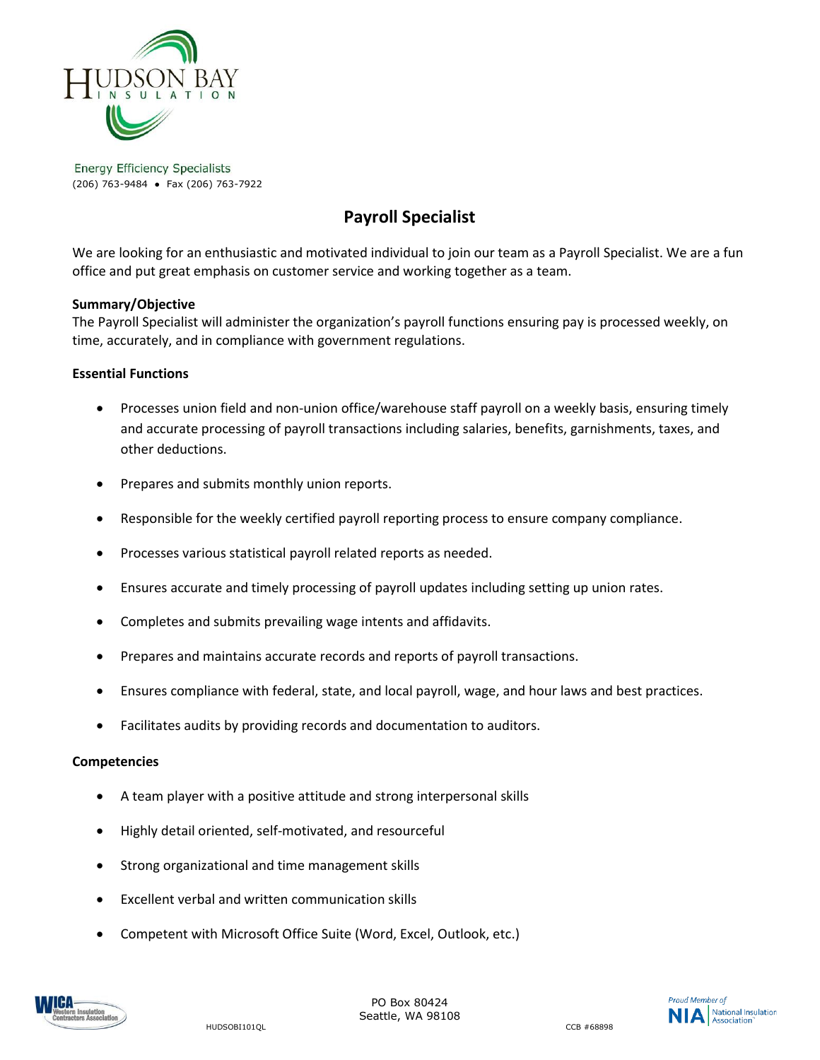HUDSON BAY INSULATION

Energy Efficiency Specialists
(206) 763-9484 • Fax (206) 763-7922

# Payroll Specialist

We are looking for an enthusiastic and motivated individual to join our team as a Payroll Specialist. We are a fun office and put great emphasis on customer service and working together as a team.

**Summary/Objective**

The Payroll Specialist will administer the organization's payroll functions ensuring pay is processed weekly, on time, accurately, and in compliance with government regulations.

**Essential Functions**

- Processes union field and non-union office/warehouse staff payroll on a weekly basis, ensuring timely and accurate processing of payroll transactions including salaries, benefits, garnishments, taxes, and other deductions.
- Prepares and submits monthly union reports.
- Responsible for the weekly certified payroll reporting process to ensure company compliance.
- Processes various statistical payroll related reports as needed.
- Ensures accurate and timely processing of payroll updates including setting up union rates.
- Completes and submits prevailing wage intents and affidavits.
- Prepares and maintains accurate records and reports of payroll transactions.
- Ensures compliance with federal, state, and local payroll, wage, and hour laws and best practices.
- Facilitates audits by providing records and documentation to auditors.

**Competencies**

- A team player with a positive attitude and strong interpersonal skills
- Highly detail oriented, self-motivated, and resourceful
- Strong organizational and time management skills
- Excellent verbal and written communication skills
- Competent with Microsoft Office Suite (Word, Excel, Outlook, etc.)

PO Box 80424
Seattle, WA 98108

HUDSOBI101QL

CCB #68898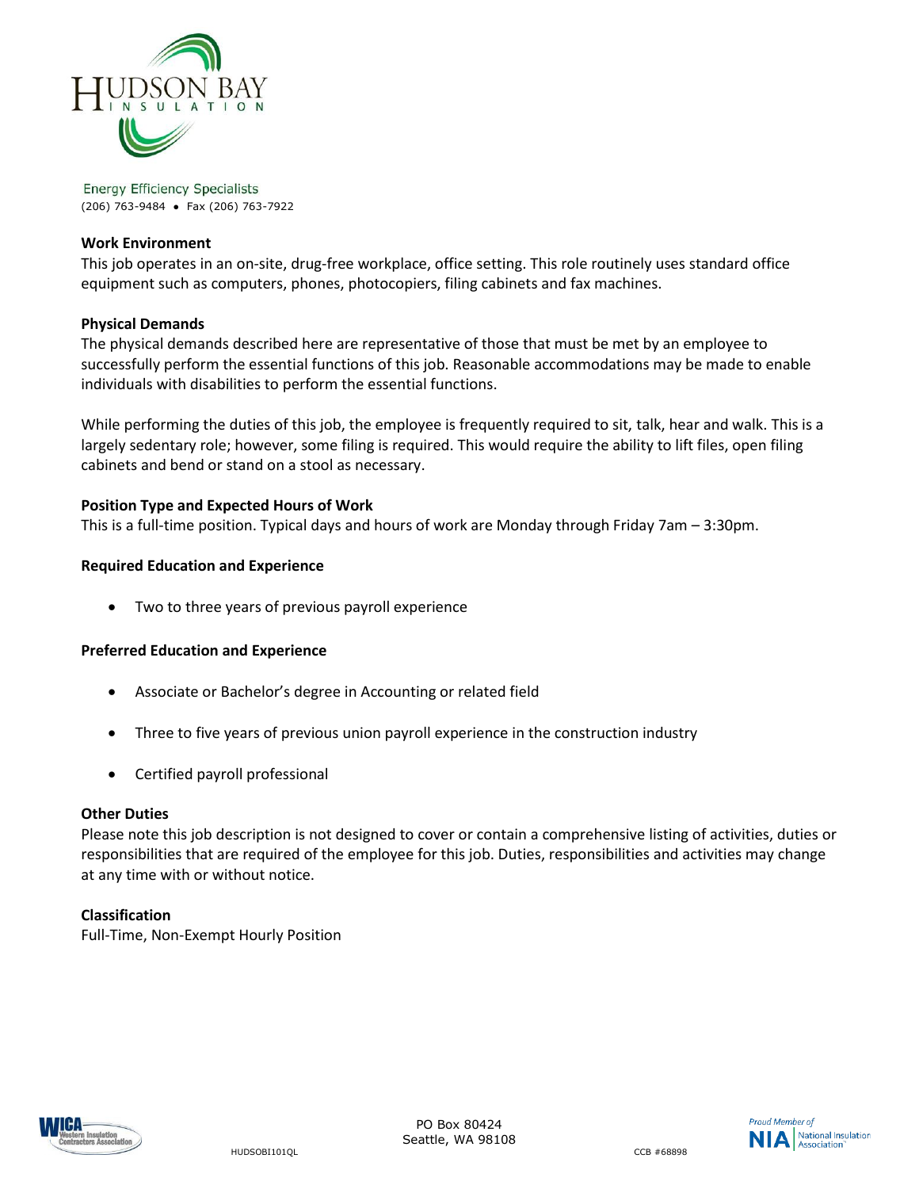**Work Environment**
This job operates in an on-site, drug-free workplace, office setting. This role routinely uses standard office equipment such as computers, phones, photocopiers, filing cabinets and fax machines.

**Physical Demands**
The physical demands described here are representative of those that must be met by an employee to successfully perform the essential functions of this job. Reasonable accommodations may be made to enable individuals with disabilities to perform the essential functions.

While performing the duties of this job, the employee is frequently required to sit, talk, hear and walk. This is a largely sedentary role; however, some filing is required. This would require the ability to lift files, open filing cabinets and bend or stand on a stool as necessary.

**Position Type and Expected Hours of Work**
This is a full-time position. Typical days and hours of work are Monday through Friday 7am – 3:30pm.

**Required Education and Experience**

- Two to three years of previous payroll experience

**Preferred Education and Experience**

- Associate or Bachelor's degree in Accounting or related field
- Three to five years of previous union payroll experience in the construction industry
- Certified payroll professional

**Other Duties**
Please note this job description is not designed to cover or contain a comprehensive listing of activities, duties or responsibilities that are required of the employee for this job. Duties, responsibilities and activities may change at any time with or without notice.

**Classification**
Full-Time, Non-Exempt Hourly Position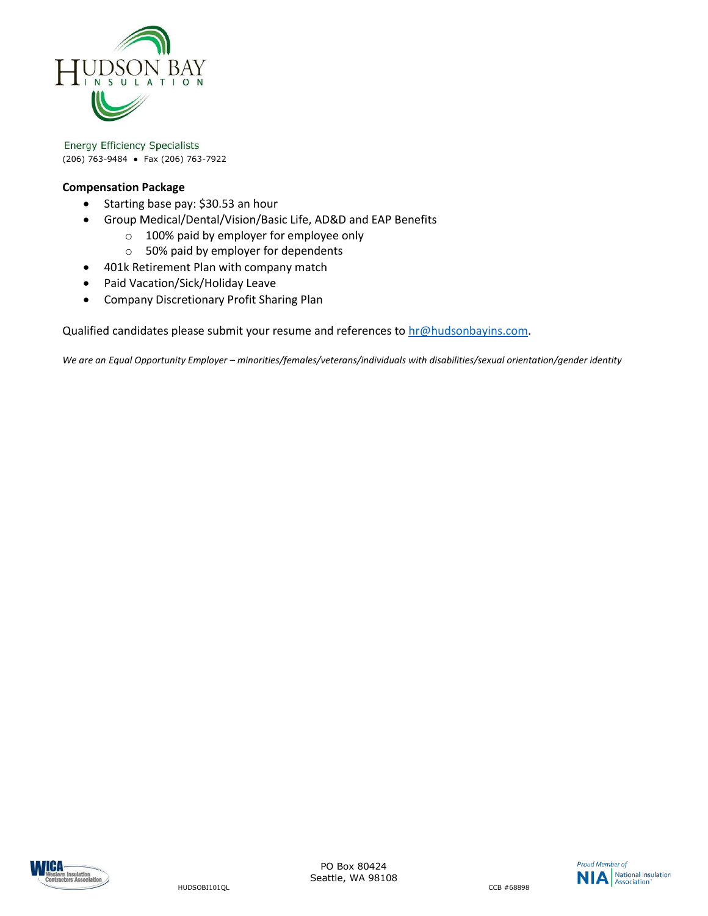HUDSON BAY INSULATION

Energy Efficiency Specialists
(206) 763-9484 • Fax (206) 763-7922

**Compensation Package**

- Starting base pay: $30.53 an hour
- Group Medical/Dental/Vision/Basic Life, AD&D and EAP Benefits
  - 100% paid by employer for employee only
  - 50% paid by employer for dependents
- 401k Retirement Plan with company match
- Paid Vacation/Sick/Holiday Leave
- Company Discretionary Profit Sharing Plan

Qualified candidates please submit your resume and references to hr@hudsonbayins.com.

*We are an Equal Opportunity Employer – minorities/females/veterans/individuals with disabilities/sexual orientation/gender identity*

PO Box 80424
Seattle, WA 98108

HUDSOBI101QL

CCB #68898